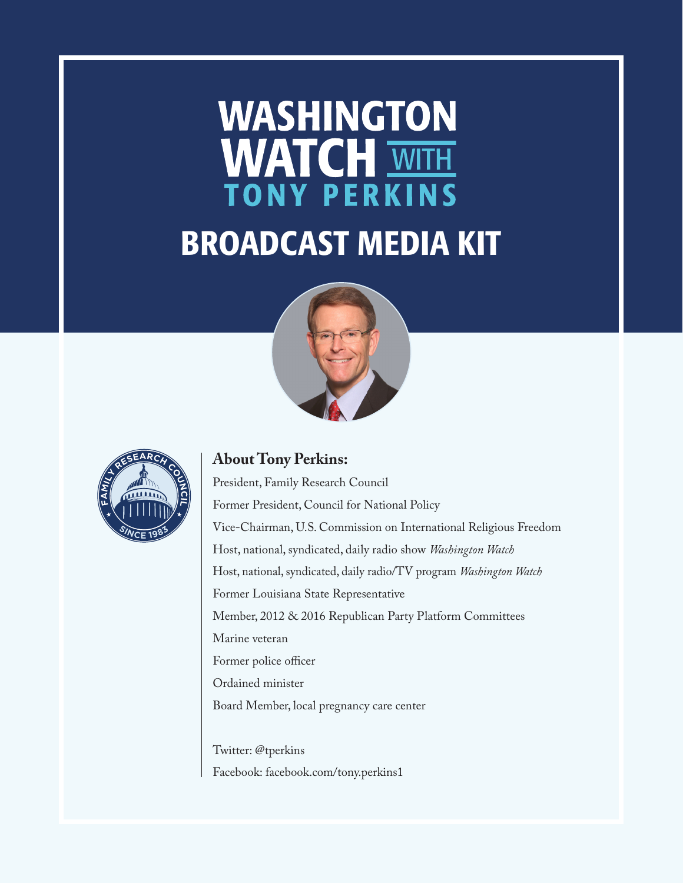# WASHINGTON WATCH WITH TONY PERKINS

# BROADCAST MEDIA KIT

FAMILY RESEARCH COUNCIL SINCE 1983

**About Tony Perkins:**

President, Family Research Council

Former President, Council for National Policy

Vice-Chairman, U.S. Commission on International Religious Freedom

Host, national, syndicated, daily radio show *Washington Watch*

Host, national, syndicated, daily radio/TV program *Washington Watch*

Former Louisiana State Representative

Member, 2012 & 2016 Republican Party Platform Committees

Marine veteran

Former police officer

Ordained minister

Board Member, local pregnancy care center

Twitter: @tperkins

Facebook: facebook.com/tony.perkins1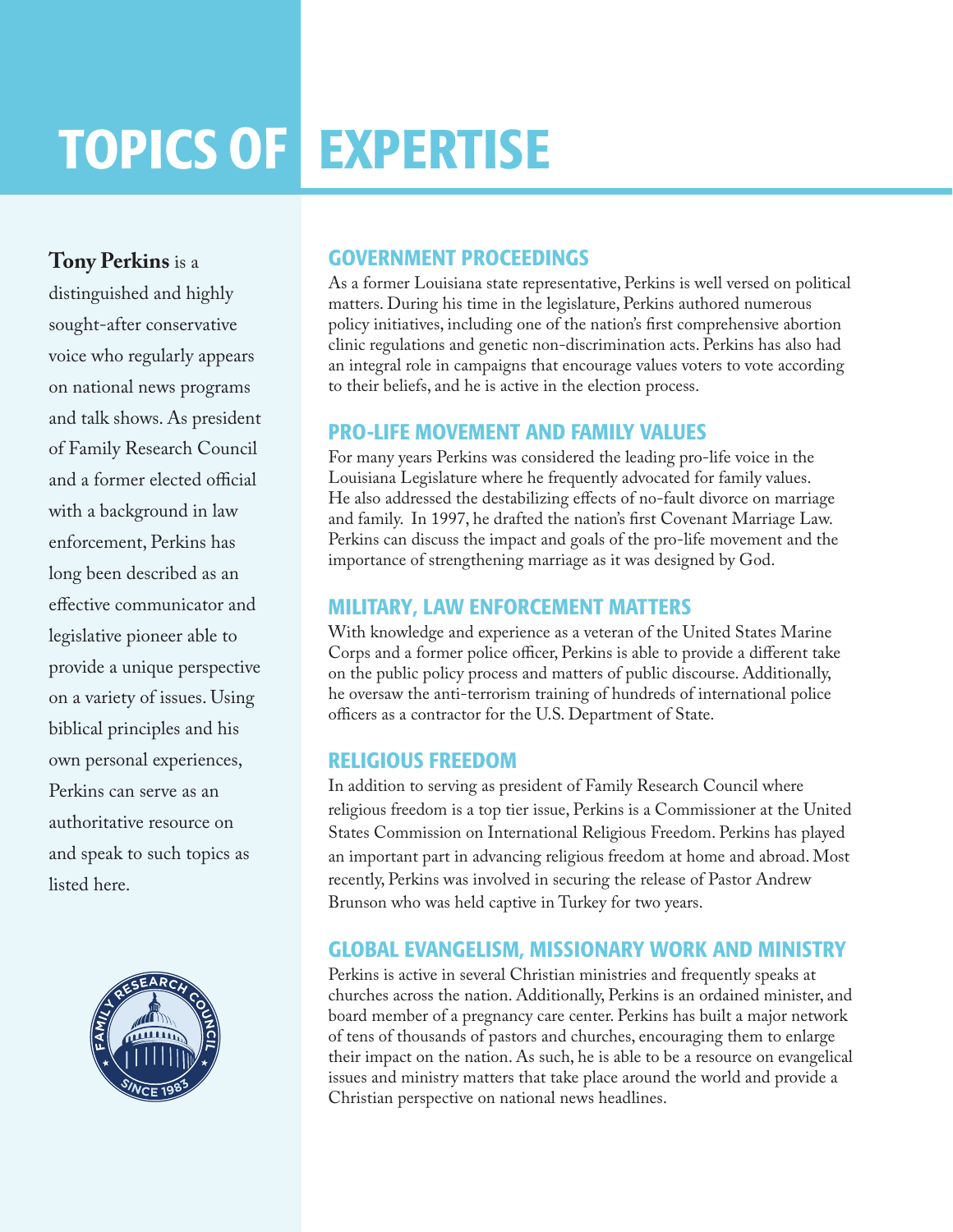# TOPICS OF EXPERTISE

**Tony Perkins** is a distinguished and highly sought-after conservative voice who regularly appears on national news programs and talk shows. As president of Family Research Council and a former elected official with a background in law enforcement, Perkins has long been described as an effective communicator and legislative pioneer able to provide a unique perspective on a variety of issues. Using biblical principles and his own personal experiences, Perkins can serve as an authoritative resource on and speak to such topics as listed here.

## GOVERNMENT PROCEEDINGS

As a former Louisiana state representative, Perkins is well versed on political matters. During his time in the legislature, Perkins authored numerous policy initiatives, including one of the nation's first comprehensive abortion clinic regulations and genetic non-discrimination acts. Perkins has also had an integral role in campaigns that encourage values voters to vote according to their beliefs, and he is active in the election process.

## PRO-LIFE MOVEMENT AND FAMILY VALUES

For many years Perkins was considered the leading pro-life voice in the Louisiana Legislature where he frequently advocated for family values. He also addressed the destabilizing effects of no-fault divorce on marriage and family. In 1997, he drafted the nation's first Covenant Marriage Law. Perkins can discuss the impact and goals of the pro-life movement and the importance of strengthening marriage as it was designed by God.

## MILITARY, LAW ENFORCEMENT MATTERS

With knowledge and experience as a veteran of the United States Marine Corps and a former police officer, Perkins is able to provide a different take on the public policy process and matters of public discourse. Additionally, he oversaw the anti-terrorism training of hundreds of international police officers as a contractor for the U.S. Department of State.

## RELIGIOUS FREEDOM

In addition to serving as president of Family Research Council where religious freedom is a top tier issue, Perkins is a Commissioner at the United States Commission on International Religious Freedom. Perkins has played an important part in advancing religious freedom at home and abroad. Most recently, Perkins was involved in securing the release of Pastor Andrew Brunson who was held captive in Turkey for two years.

## GLOBAL EVANGELISM, MISSIONARY WORK AND MINISTRY

Perkins is active in several Christian ministries and frequently speaks at churches across the nation. Additionally, Perkins is an ordained minister, and board member of a pregnancy care center. Perkins has built a major network of tens of thousands of pastors and churches, encouraging them to enlarge their impact on the nation. As such, he is able to be a resource on evangelical issues and ministry matters that take place around the world and provide a Christian perspective on national news headlines.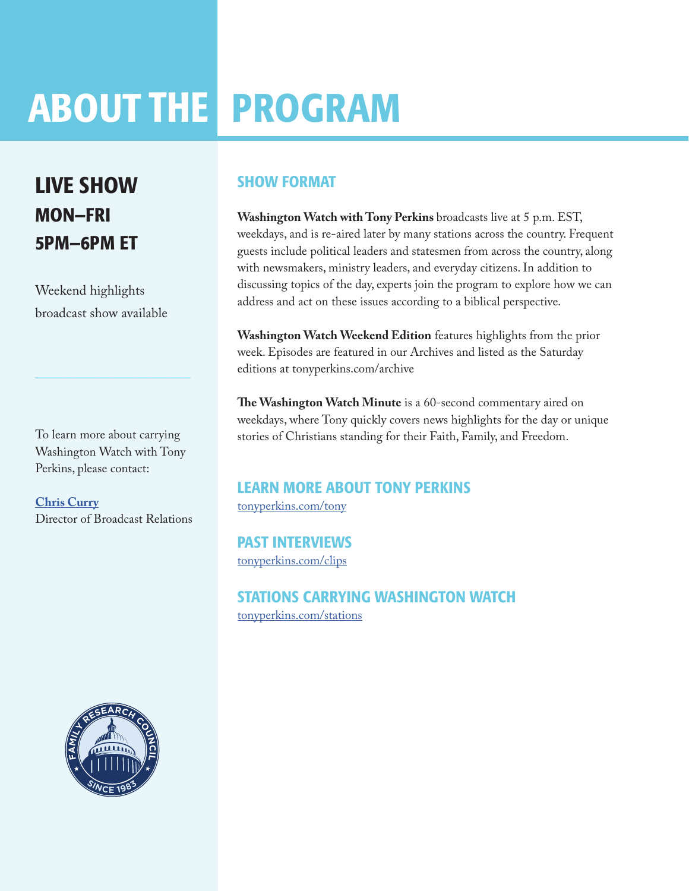# ABOUT THE PROGRAM

## LIVE SHOW
### MON–FRI
### 5PM–6PM ET

Weekend highlights broadcast show available

---

To learn more about carrying Washington Watch with Tony Perkins, please contact:

**Chris Curry**
Director of Broadcast Relations

## SHOW FORMAT

**Washington Watch with Tony Perkins** broadcasts live at 5 p.m. EST, weekdays, and is re-aired later by many stations across the country. Frequent guests include political leaders and statesmen from across the country, along with newsmakers, ministry leaders, and everyday citizens. In addition to discussing topics of the day, experts join the program to explore how we can address and act on these issues according to a biblical perspective.

**Washington Watch Weekend Edition** features highlights from the prior week. Episodes are featured in our Archives and listed as the Saturday editions at tonyperkins.com/archive

**The Washington Watch Minute** is a 60-second commentary aired on weekdays, where Tony quickly covers news highlights for the day or unique stories of Christians standing for their Faith, Family, and Freedom.

## LEARN MORE ABOUT TONY PERKINS
tonyperkins.com/tony

## PAST INTERVIEWS
tonyperkins.com/clips

## STATIONS CARRYING WASHINGTON WATCH
tonyperkins.com/stations

FAMILY RESEARCH COUNCIL
SINCE 1983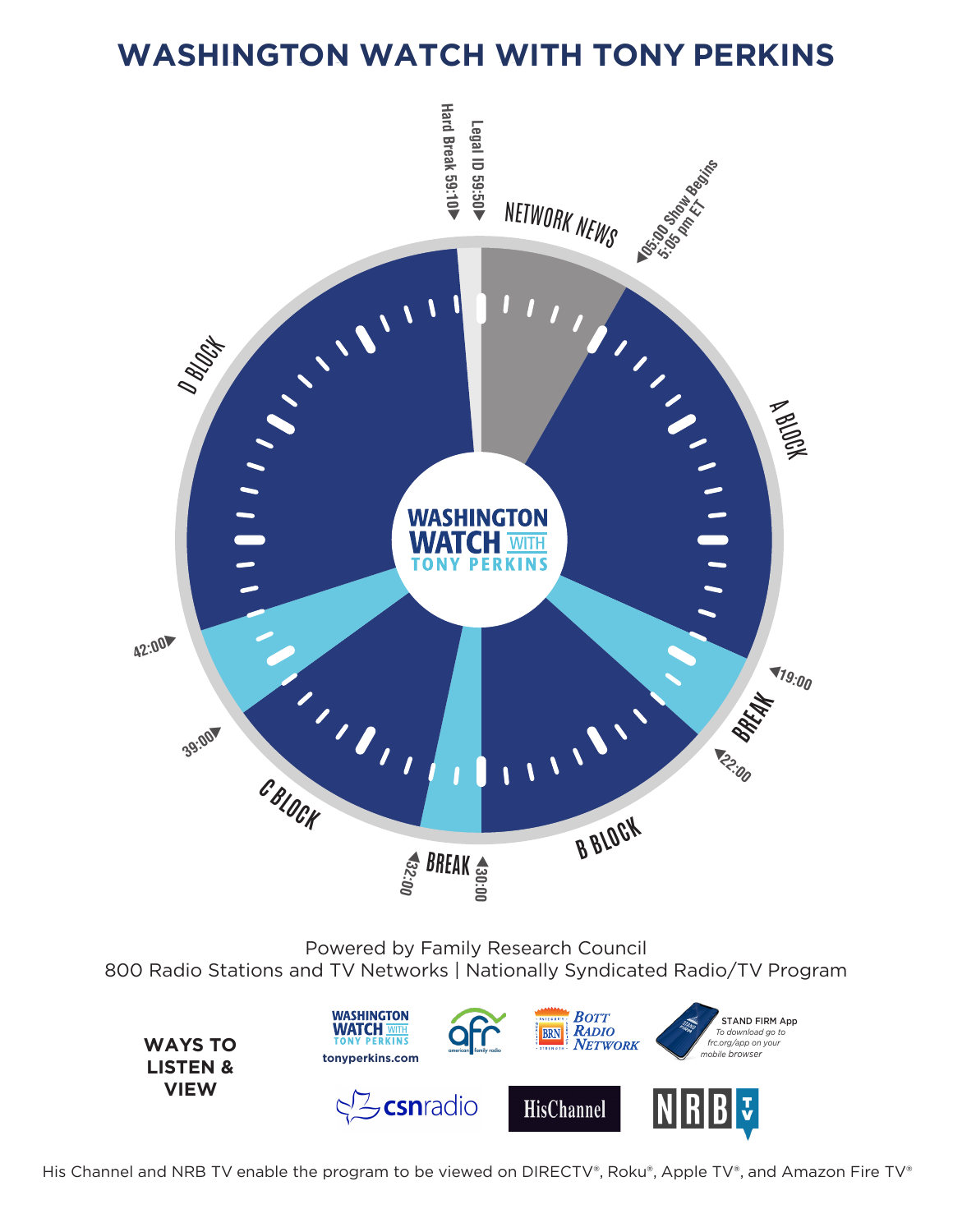# WASHINGTON WATCH WITH TONY PERKINS

Hard Break 59:10

Legal ID 59:50

NETWORK NEWS

05:00 Show Begins
5:05 pm ET

A BLOCK

19:00

BREAK

22:00

B BLOCK

30:00

BREAK

32:00

C BLOCK

39:00

42:00

D BLOCK

WASHINGTON WATCH WITH TONY PERKINS

Powered by Family Research Council
800 Radio Stations and TV Networks | Nationally Syndicated Radio/TV Program

**WAYS TO LISTEN & VIEW**

WASHINGTON WATCH WITH TONY PERKINS
tonyperkins.com

afr american family radio

BOTT RADIO NETWORK

STAND FIRM App
*To download go to frc.org/app on your mobile browser*

csnradio

HisChannel

NRB TV

His Channel and NRB TV enable the program to be viewed on DIRECTV®, Roku®, Apple TV®, and Amazon Fire TV®